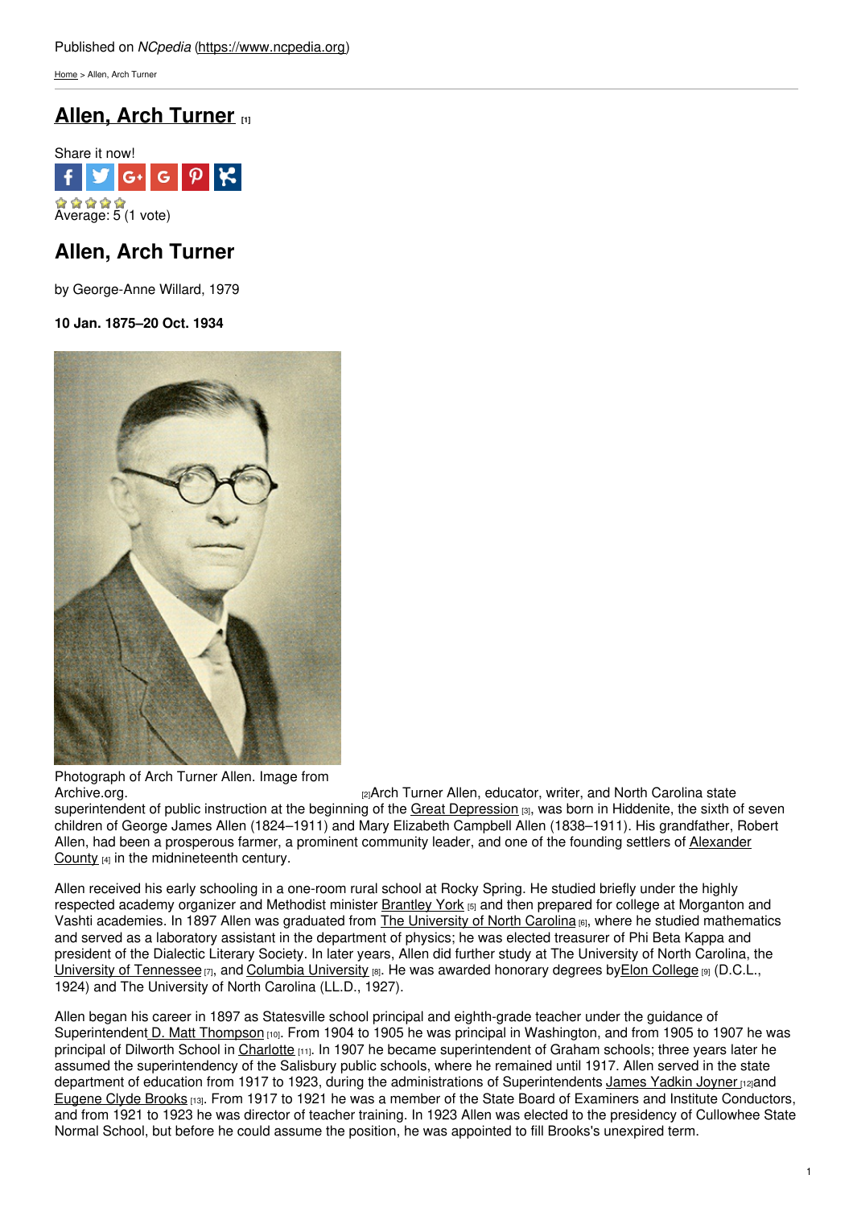Published on *NCpedia* (https://www.ncpedia.org)

Home > Allen, Arch Turner

# Allen, Arch Turner [1]

Share it now!

Average: 5 (1 vote)

## Allen, Arch Turner

by George-Anne Willard, 1979

**10 Jan. 1875–20 Oct. 1934**

Photograph of Arch Turner Allen. Image from Archive.org. [2]

Arch Turner Allen, educator, writer, and North Carolina state superintendent of public instruction at the beginning of the Great Depression [3], was born in Hiddenite, the sixth of seven children of George James Allen (1824–1911) and Mary Elizabeth Campbell Allen (1838–1911). His grandfather, Robert Allen, had been a prosperous farmer, a prominent community leader, and one of the founding settlers of Alexander County [4] in the midnineteenth century.

Allen received his early schooling in a one-room rural school at Rocky Spring. He studied briefly under the highly respected academy organizer and Methodist minister Brantley York [5] and then prepared for college at Morganton and Vashti academies. In 1897 Allen was graduated from The University of North Carolina [6], where he studied mathematics and served as a laboratory assistant in the department of physics; he was elected treasurer of Phi Beta Kappa and president of the Dialectic Literary Society. In later years, Allen did further study at The University of North Carolina, the University of Tennessee [7], and Columbia University [8]. He was awarded honorary degrees by Elon College [9] (D.C.L., 1924) and The University of North Carolina (LL.D., 1927).

Allen began his career in 1897 as Statesville school principal and eighth-grade teacher under the guidance of Superintendent D. Matt Thompson [10]. From 1904 to 1905 he was principal in Washington, and from 1905 to 1907 he was principal of Dilworth School in Charlotte [11]. In 1907 he became superintendent of Graham schools; three years later he assumed the superintendency of the Salisbury public schools, where he remained until 1917. Allen served in the state department of education from 1917 to 1923, during the administrations of Superintendents James Yadkin Joyner [12] and Eugene Clyde Brooks [13]. From 1917 to 1921 he was a member of the State Board of Examiners and Institute Conductors, and from 1921 to 1923 he was director of teacher training. In 1923 Allen was elected to the presidency of Cullowhee State Normal School, but before he could assume the position, he was appointed to fill Brooks's unexpired term.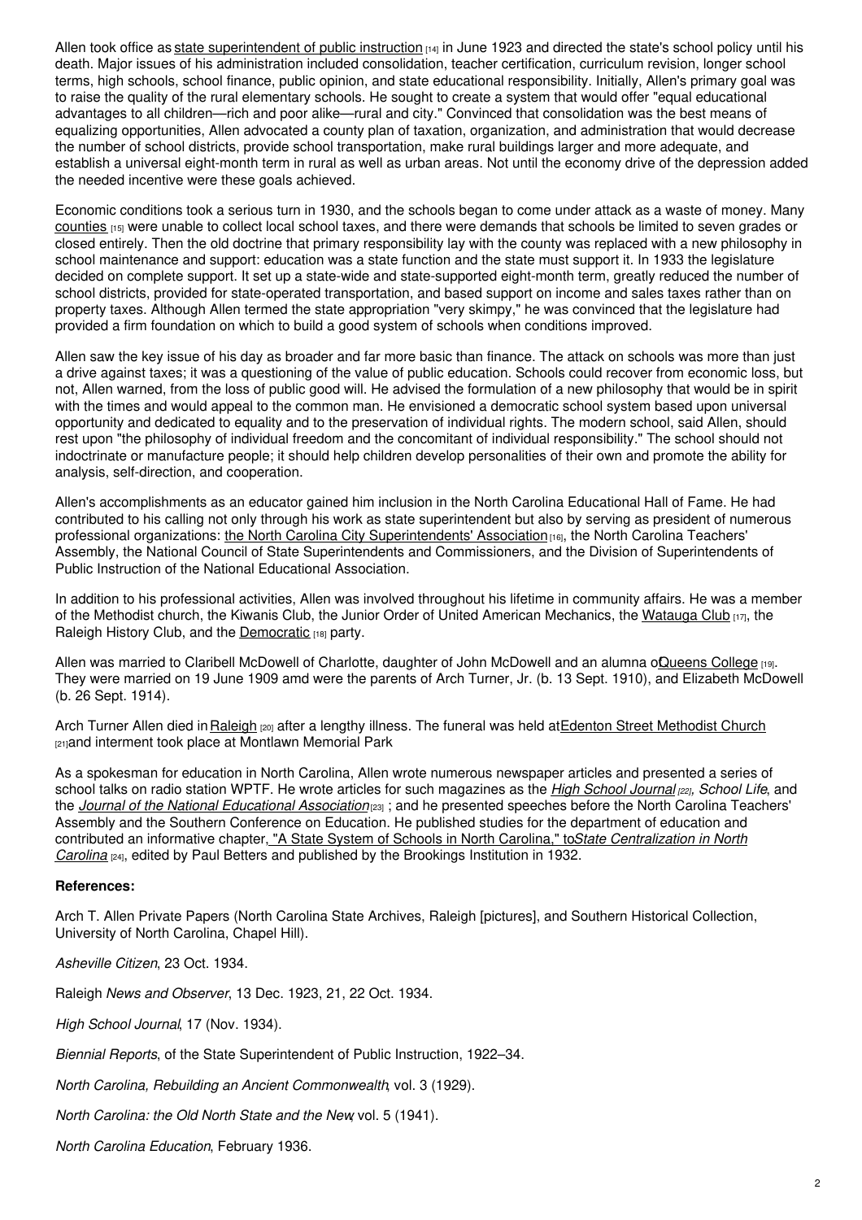Allen took office as state superintendent of public instruction [14] in June 1923 and directed the state's school policy until his death. Major issues of his administration included consolidation, teacher certification, curriculum revision, longer school terms, high schools, school finance, public opinion, and state educational responsibility. Initially, Allen's primary goal was to raise the quality of the rural elementary schools. He sought to create a system that would offer "equal educational advantages to all children—rich and poor alike—rural and city." Convinced that consolidation was the best means of equalizing opportunities, Allen advocated a county plan of taxation, organization, and administration that would decrease the number of school districts, provide school transportation, make rural buildings larger and more adequate, and establish a universal eight-month term in rural as well as urban areas. Not until the economy drive of the depression added the needed incentive were these goals achieved.

Economic conditions took a serious turn in 1930, and the schools began to come under attack as a waste of money. Many counties [15] were unable to collect local school taxes, and there were demands that schools be limited to seven grades or closed entirely. Then the old doctrine that primary responsibility lay with the county was replaced with a new philosophy in school maintenance and support: education was a state function and the state must support it. In 1933 the legislature decided on complete support. It set up a state-wide and state-supported eight-month term, greatly reduced the number of school districts, provided for state-operated transportation, and based support on income and sales taxes rather than on property taxes. Although Allen termed the state appropriation "very skimpy," he was convinced that the legislature had provided a firm foundation on which to build a good system of schools when conditions improved.

Allen saw the key issue of his day as broader and far more basic than finance. The attack on schools was more than just a drive against taxes; it was a questioning of the value of public education. Schools could recover from economic loss, but not, Allen warned, from the loss of public good will. He advised the formulation of a new philosophy that would be in spirit with the times and would appeal to the common man. He envisioned a democratic school system based upon universal opportunity and dedicated to equality and to the preservation of individual rights. The modern school, said Allen, should rest upon "the philosophy of individual freedom and the concomitant of individual responsibility." The school should not indoctrinate or manufacture people; it should help children develop personalities of their own and promote the ability for analysis, self-direction, and cooperation.

Allen's accomplishments as an educator gained him inclusion in the North Carolina Educational Hall of Fame. He had contributed to his calling not only through his work as state superintendent but also by serving as president of numerous professional organizations: the North Carolina City Superintendents' Association [16], the North Carolina Teachers' Assembly, the National Council of State Superintendents and Commissioners, and the Division of Superintendents of Public Instruction of the National Educational Association.

In addition to his professional activities, Allen was involved throughout his lifetime in community affairs. He was a member of the Methodist church, the Kiwanis Club, the Junior Order of United American Mechanics, the Watauga Club [17], the Raleigh History Club, and the Democratic [18] party.

Allen was married to Claribell McDowell of Charlotte, daughter of John McDowell and an alumna of Queens College [19]. They were married on 19 June 1909 amd were the parents of Arch Turner, Jr. (b. 13 Sept. 1910), and Elizabeth McDowell (b. 26 Sept. 1914).

Arch Turner Allen died in Raleigh [20] after a lengthy illness. The funeral was held at Edenton Street Methodist Church [21] and interment took place at Montlawn Memorial Park

As a spokesman for education in North Carolina, Allen wrote numerous newspaper articles and presented a series of school talks on radio station WPTF. He wrote articles for such magazines as the *High School Journal* [22], *School Life*, and the *Journal of the National Educational Association* [23] ; and he presented speeches before the North Carolina Teachers' Assembly and the Southern Conference on Education. He published studies for the department of education and contributed an informative chapter, "A State System of Schools in North Carolina," to *State Centralization in North Carolina* [24], edited by Paul Betters and published by the Brookings Institution in 1932.

**References:**

Arch T. Allen Private Papers (North Carolina State Archives, Raleigh [pictures], and Southern Historical Collection, University of North Carolina, Chapel Hill).

*Asheville Citizen*, 23 Oct. 1934.

Raleigh *News and Observer*, 13 Dec. 1923, 21, 22 Oct. 1934.

*High School Journal*, 17 (Nov. 1934).

*Biennial Reports*, of the State Superintendent of Public Instruction, 1922–34.

*North Carolina, Rebuilding an Ancient Commonwealth*, vol. 3 (1929).

*North Carolina: the Old North State and the New*, vol. 5 (1941).

*North Carolina Education*, February 1936.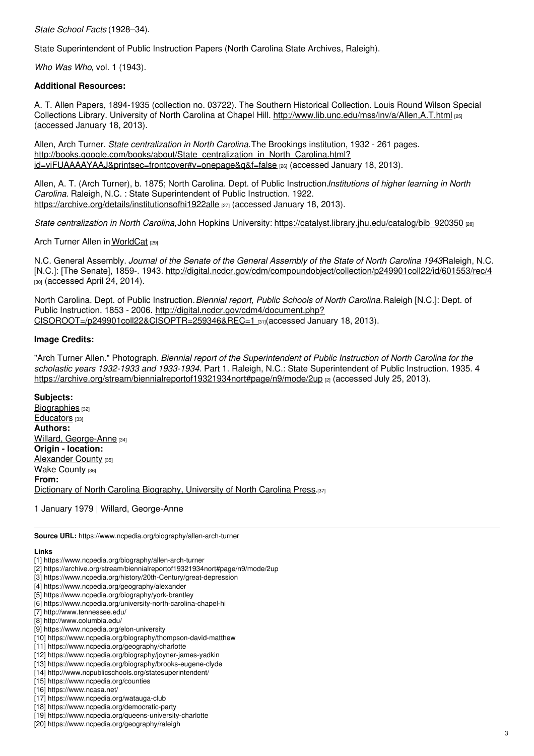*State School Facts* (1928–34).

State Superintendent of Public Instruction Papers (North Carolina State Archives, Raleigh).

*Who Was Who*, vol. 1 (1943).

**Additional Resources:**

A. T. Allen Papers, 1894-1935 (collection no. 03722). The Southern Historical Collection. Louis Round Wilson Special Collections Library. University of North Carolina at Chapel Hill. http://www.lib.unc.edu/mss/inv/a/Allen,A.T.html [25] (accessed January 18, 2013).

Allen, Arch Turner. *State centralization in North Carolina.* The Brookings institution, 1932 - 261 pages. http://books.google.com/books/about/State_centralization_in_North_Carolina.html?id=viFUAAAAYAAJ&printsec=frontcover#v=onepage&q&f=false [26] (accessed January 18, 2013).

Allen, A. T. (Arch Turner), b. 1875; North Carolina. Dept. of Public Instruction. *Institutions of higher learning in North Carolina.* Raleigh, N.C. : State Superintendent of Public Instruction. 1922. https://archive.org/details/institutionsofhi1922alle [27] (accessed January 18, 2013).

*State centralization in North Carolina,* John Hopkins University: https://catalyst.library.jhu.edu/catalog/bib_920350 [28]

Arch Turner Allen in WorldCat [29]

N.C. General Assembly. *Journal of the Senate of the General Assembly of the State of North Carolina 1943* Raleigh, N.C. [N.C.]: [The Senate], 1859-. 1943. http://digital.ncdcr.gov/cdm/compoundobject/collection/p249901coll22/id/601553/rec/4 [30] (accessed April 24, 2014).

North Carolina. Dept. of Public Instruction. *Biennial report, Public Schools of North Carolina.* Raleigh [N.C.]: Dept. of Public Instruction. 1853 - 2006. http://digital.ncdcr.gov/cdm4/document.php?CISOROOT=/p249901coll22&CISOPTR=259346&REC=1 [31] (accessed January 18, 2013).

**Image Credits:**

"Arch Turner Allen." Photograph. *Biennial report of the Superintendent of Public Instruction of North Carolina for the scholastic years 1932-1933 and 1933-1934.* Part 1. Raleigh, N.C.: State Superintendent of Public Instruction. 1935. 4 https://archive.org/stream/biennialreportof19321934nort#page/n9/mode/2up [2] (accessed July 25, 2013).

**Subjects:**
Biographies [32]
Educators [33]
**Authors:**
Willard, George-Anne [34]
**Origin - location:**
Alexander County [35]
Wake County [36]
**From:**
Dictionary of North Carolina Biography, University of North Carolina Press. [37]

1 January 1979 | Willard, George-Anne

**Source URL:** https://www.ncpedia.org/biography/allen-arch-turner

**Links**
[1] https://www.ncpedia.org/biography/allen-arch-turner
[2] https://archive.org/stream/biennialreportof19321934nort#page/n9/mode/2up
[3] https://www.ncpedia.org/history/20th-Century/great-depression
[4] https://www.ncpedia.org/geography/alexander
[5] https://www.ncpedia.org/biography/york-brantley
[6] https://www.ncpedia.org/university-north-carolina-chapel-hi
[7] http://www.tennessee.edu/
[8] http://www.columbia.edu/
[9] https://www.ncpedia.org/elon-university
[10] https://www.ncpedia.org/biography/thompson-david-matthew
[11] https://www.ncpedia.org/geography/charlotte
[12] https://www.ncpedia.org/biography/joyner-james-yadkin
[13] https://www.ncpedia.org/biography/brooks-eugene-clyde
[14] http://www.ncpublicschools.org/statesuperintendent/
[15] https://www.ncpedia.org/counties
[16] https://www.ncasa.net/
[17] https://www.ncpedia.org/watauga-club
[18] https://www.ncpedia.org/democratic-party
[19] https://www.ncpedia.org/queens-university-charlotte
[20] https://www.ncpedia.org/geography/raleigh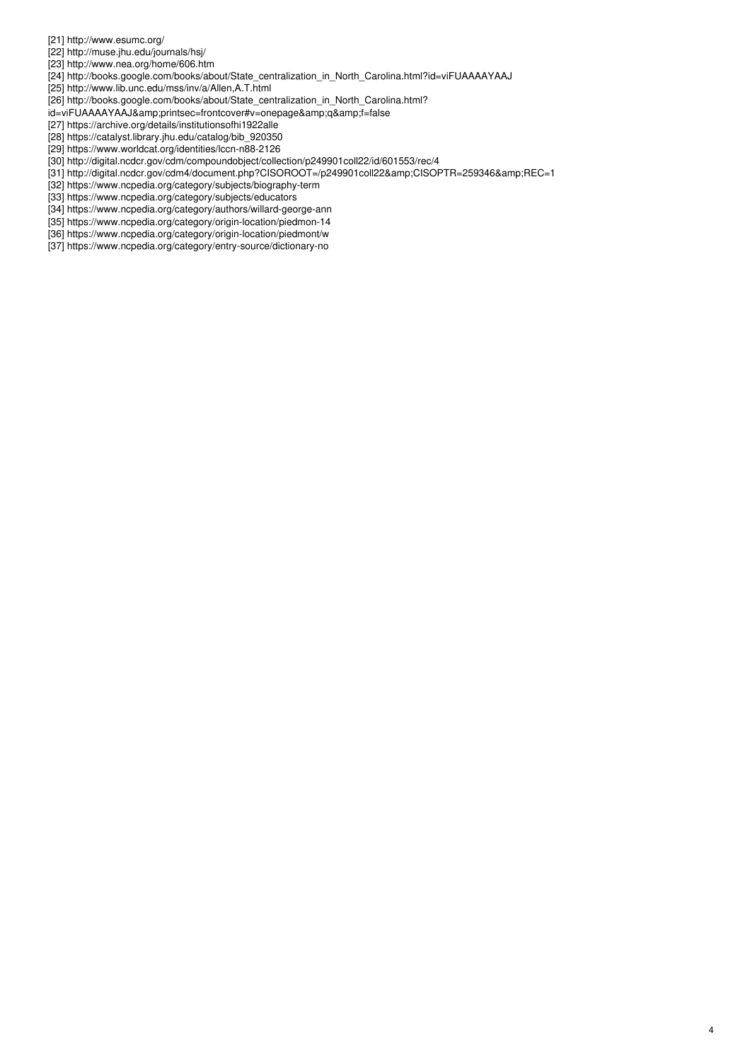[21] http://www.esumc.org/
[22] http://muse.jhu.edu/journals/hsj/
[23] http://www.nea.org/home/606.htm
[24] http://books.google.com/books/about/State_centralization_in_North_Carolina.html?id=viFUAAAAYAAJ
[25] http://www.lib.unc.edu/mss/inv/a/Allen,A.T.html
[26] http://books.google.com/books/about/State_centralization_in_North_Carolina.html?id=viFUAAAAYAAJ&amp;printsec=frontcover#v=onepage&amp;q&amp;f=false
[27] https://archive.org/details/institutionsofhi1922alle
[28] https://catalyst.library.jhu.edu/catalog/bib_920350
[29] https://www.worldcat.org/identities/lccn-n88-2126
[30] http://digital.ncdcr.gov/cdm/compoundobject/collection/p249901coll22/id/601553/rec/4
[31] http://digital.ncdcr.gov/cdm4/document.php?CISOROOT=/p249901coll22&amp;CISOPTR=259346&amp;REC=1
[32] https://www.ncpedia.org/category/subjects/biography-term
[33] https://www.ncpedia.org/category/subjects/educators
[34] https://www.ncpedia.org/category/authors/willard-george-ann
[35] https://www.ncpedia.org/category/origin-location/piedmon-14
[36] https://www.ncpedia.org/category/origin-location/piedmont/w
[37] https://www.ncpedia.org/category/entry-source/dictionary-no